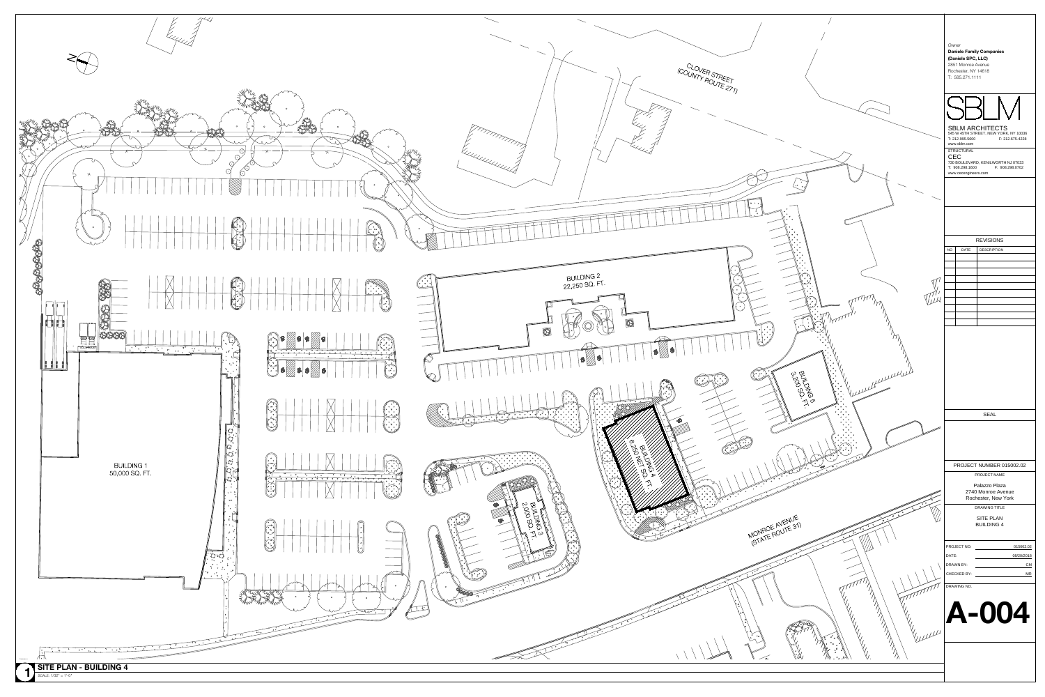CLOVER STREET
(COUNTY ROUTE 271)

BUILDING 2
22,250 SQ. FT.

BUILDING 5
3,200 SQ. FT.

BUILDING 1
50,000 SQ. FT.

BUILDING 4
6,250 NET SQ. FT.

BUILDING 3
2,000 SQ. FT.

MONROE AVENUE
(STATE ROUTE 31)

## 1 SITE PLAN - BUILDING 4

SCALE: 1/32" = 1'-0"

*Owner*

**Daniele Family Companies**

**(Daniele SPC, LLC)**

2851 Monroe Avenue
Rochester, NY 14618
T: 585.271.1111

SBLM

SBLM ARCHITECTS
545 W 45TH STREET, NEW YORK, NY 10036
T: 212.995.5600 F: 212.675.4228
www.sblm.com

STRUCTURAL

CEC
730 BOULEVARD, KENILWORTH NJ 07033
T: 908.298.1600 F: 908.298.0702
www.cecengineers.com

REVISIONS

| NO | DATE | DESCRIPTION |
|---|---|---|
| | | |

SEAL

PROJECT NUMBER 015002.02

PROJECT NAME

Palazzo Plaza
2740 Monroe Avenue
Rochester, New York

DRAWING TITLE

SITE PLAN
BUILDING 4

| | |
|---|---|
| PROJECT NO: | 015002.02 |
| DATE: | 08/20/2018 |
| DRAWN BY: | CM |
| CHECKED BY: | MR |

DRAWING NO.

# A-004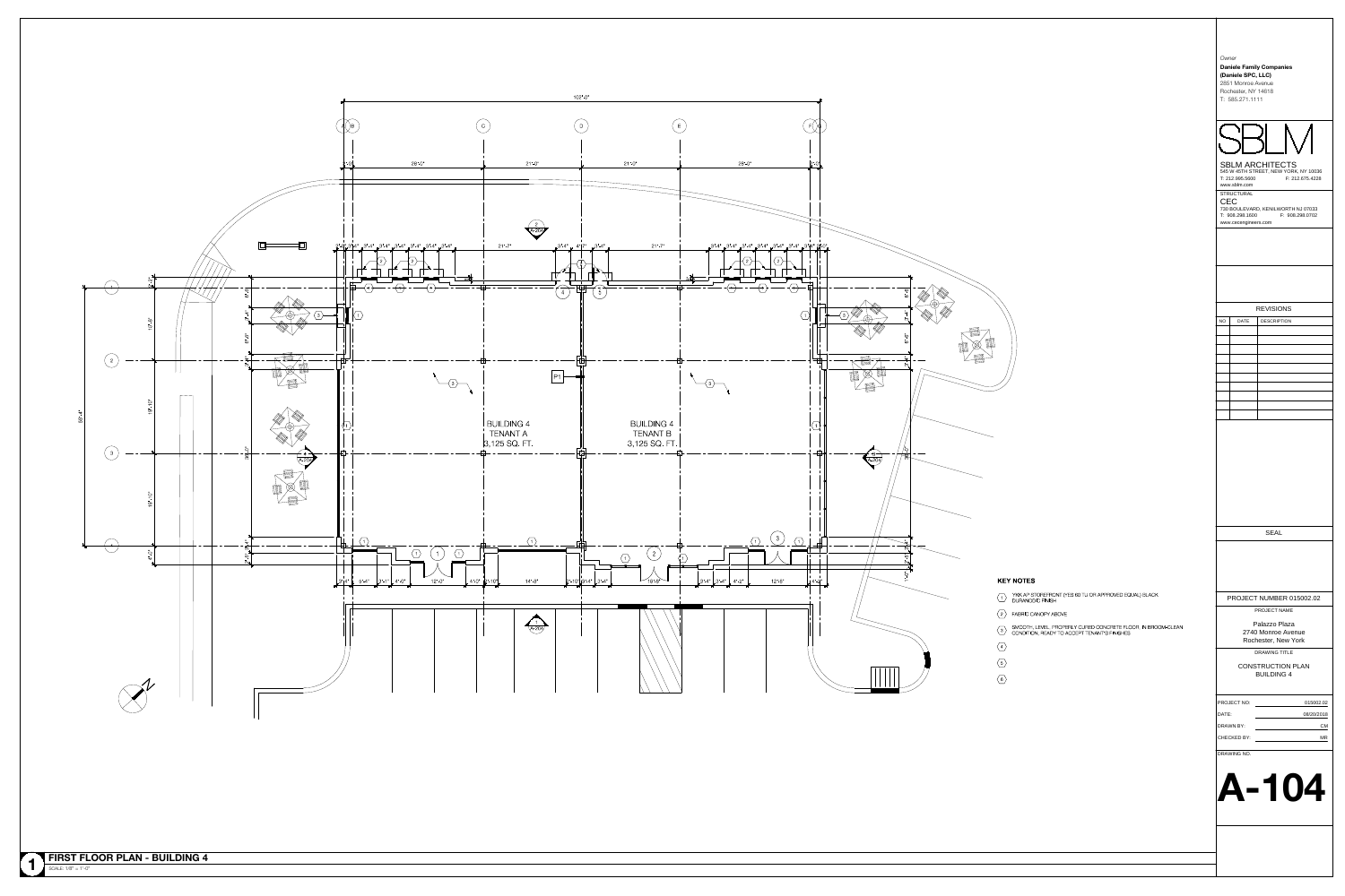Owner
**Daniele Family Companies**
**(Daniele SPC, LLC)**
2851 Monroe Avenue
Rochester, NY 14618
T: 585.271.1111

# SBLM

SBLM ARCHITECTS
545 W 45TH STREET, NEW YORK, NY 10036
T: 212.995.5600 F: 212.675.4228
www.sblm.com

STRUCTURAL
CEC
730 BOULEVARD, KENILWORTH NJ 07033
T: 908.298.1600 F: 908.298.0702
www.cecengineers.com

## REVISIONS

| NO | DATE | DESCRIPTION |
|---|---|---|
| | | |

SEAL

PROJECT NUMBER 015002.02

PROJECT NAME

Palazzo Plaza
2740 Monroe Avenue
Rochester, New York

DRAWING TITLE

CONSTRUCTION PLAN
BUILDING 4

| | |
|---|---|
| PROJECT NO: | 015002.02 |
| DATE: | 08/20/2018 |
| DRAWN BY: | CM |
| CHECKED BY: | MR |

DRAWING NO.

# A-104

BUILDING 4
TENANT A
3,125 SQ. FT.

BUILDING 4
TENANT B
3,125 SQ. FT.

## KEY NOTES

1. YKK AP STOREFRONT (YES 60 TU OR APPROVED EQUAL) BLACK DURANODIC FINISH
2. FABRIC CANOPY ABOVE
3. SMOOTH, LEVEL, PROPERLY CURED CONCRETE FLOOR, IN BROOM-CLEAN CONDITION, READY TO ACCEPT TENANT'S FINISHES
4.
5.
6.

## 1 FIRST FLOOR PLAN - BUILDING 4

SCALE: 1/8" = 1'-0"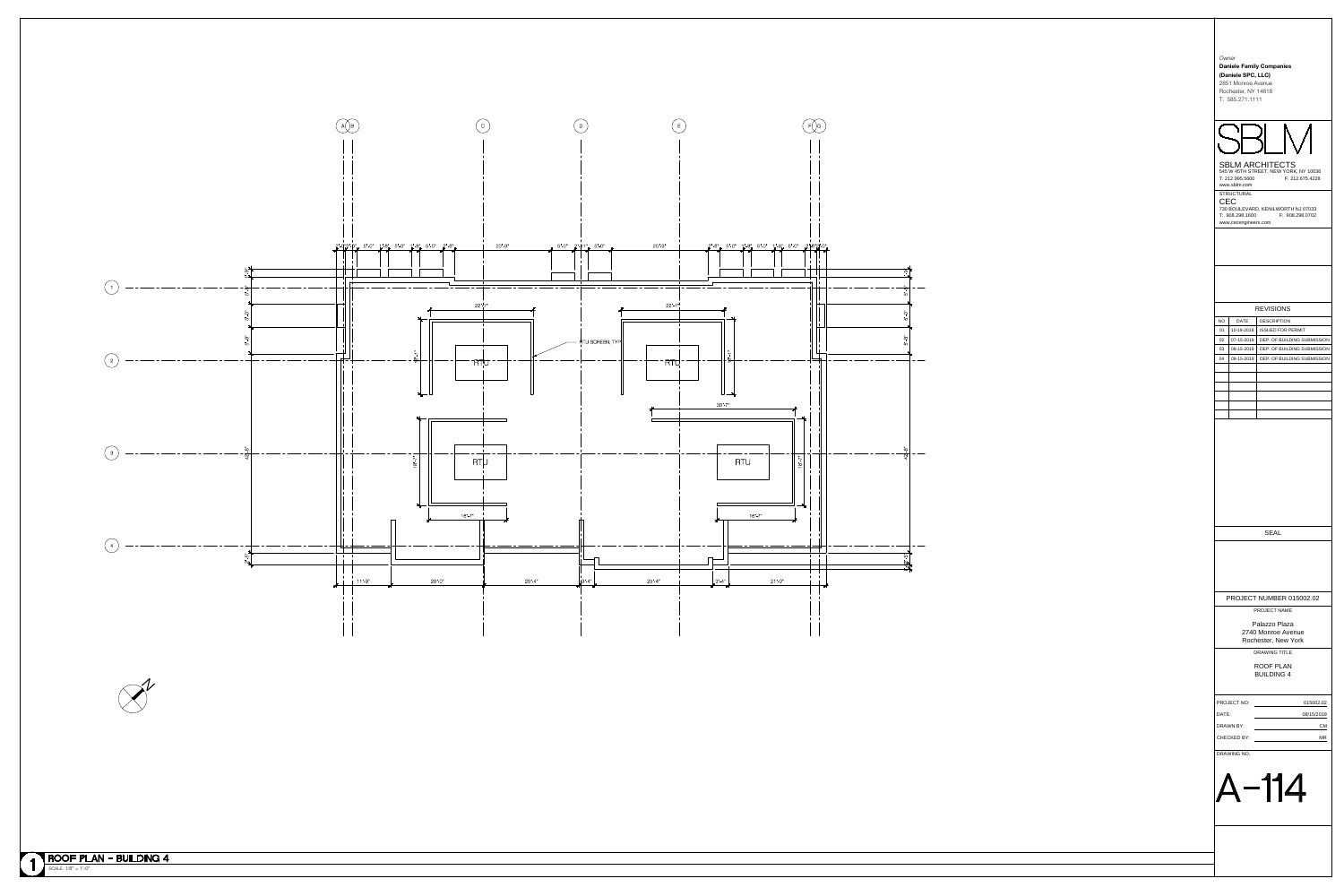Owner
**Daniele Family Companies**
**(Daniele SPC, LLC)**
2851 Monroe Avenue
Rochester, NY 14618
T: 585.271.1111

SBLM

SBLM ARCHITECTS
545 W 45TH STREET, NEW YORK, NY 10036
T: 212.995.5600 F: 212.675.4228
www.sblm.com

STRUCTURAL
CEC
730 BOULEVARD, KENILWORTH NJ 07033
T: 908.298.1600 F: 908.298.0702
www.cecengineers.com

REVISIONS

| NO | DATE | DESCRIPTION |
|---|---|---|
| 01 | 10-19-2018 | ISSUED FOR PERMIT |
| 02 | 07-15-2019 | DEP. OF BUILDING SUBMISSION |
| 03 | 08-15-2019 | DEP. OF BUILDING SUBMISSION |
| 04 | 09-15-2019 | DEP. OF BUILDING SUBMISSION |

SEAL

PROJECT NUMBER 015002.02

PROJECT NAME

Palazzo Plaza
2740 Monroe Avenue
Rochester, New York

DRAWING TITLE

ROOF PLAN
BUILDING 4

| | |
|---|---|
| PROJECT NO: | 015002.02 |
| DATE: | 08/15/2019 |
| DRAWN BY: | CM |
| CHECKED BY: | MR |

DRAWING NO.

# A-114

RTU SCREEN, TYP

RTU

RTU

RTU

RTU

## 1 ROOF PLAN - BUILDING 4

SCALE: 1/8" = 1'-0"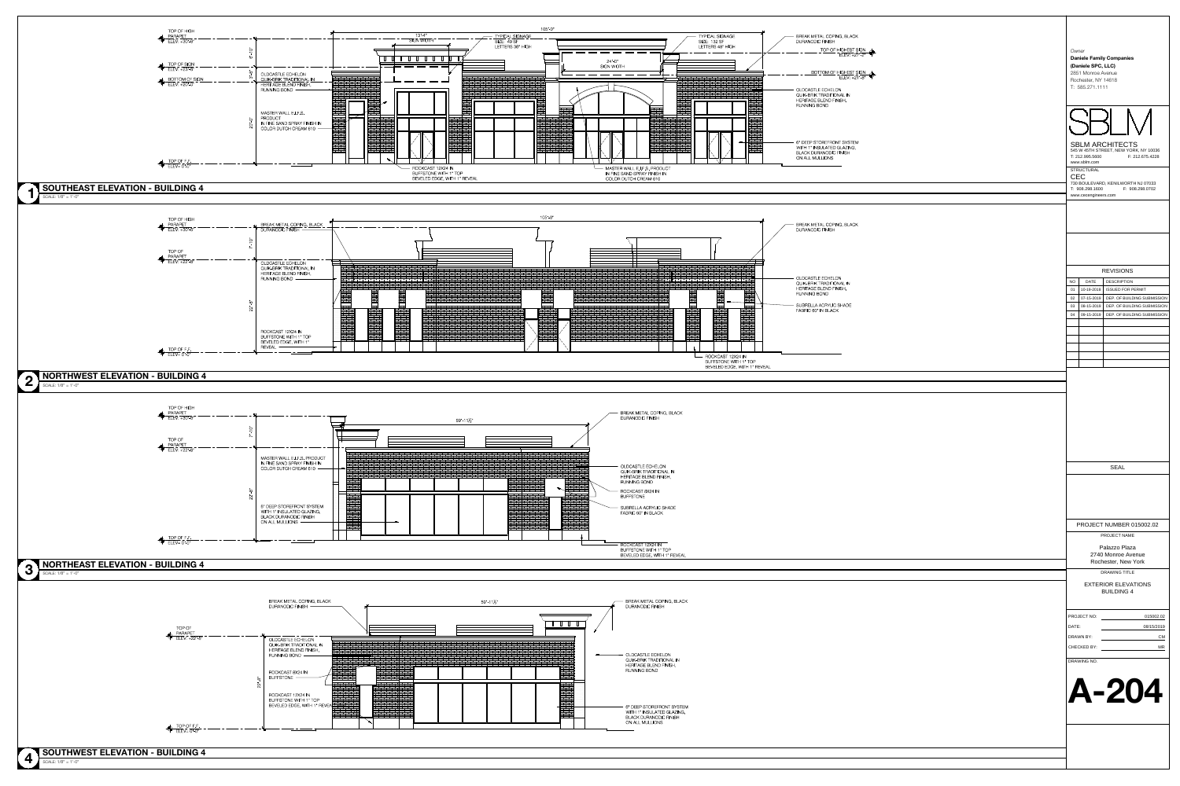## 1 SOUTHEAST ELEVATION - BUILDING 4

SCALE: 1/8" = 1'-0"

TOP OF HIGH PARAPET ELEV. +30'-0"

TOP OF SIGN ELEV. +23'-0"

BOTTOM OF SIGN ELEV. +20'-0"

TOP OF F.F. ELEV. 0'-0"

108'-0"

13'-4" SIGN WIDTH

TYPICAL SIGNAGE SIZE: 49 SF LETTERS 36" HIGH

24'-0" SIGN WIDTH

TYPICAL SIGNAGE SIZE: 132 SF LETTERS 48" HIGH

BREAK METAL COPING, BLACK DURANODIC FINISH

TOP OF HIGHEST SIGN ELEV. +27'-2"

BOTTOM OF HIGHEST SIGN ELEV. +21'-8"

OLDCASTLE ECHELON QUIK-BRIK TRADITIONAL IN HERITAGE BLEND FINISH, RUNNING BOND

MASTER WALL E.I.F.S. PRODUCT IN FINE SAND SPRAY FINISH IN COLOR DUTCH CREAM 610

6" DEEP STOREFRONT SYSTEM WITH 1" INSULATED GLAZING, BLACK DURANODIC FINISH ON ALL MULLIONS

ROCKCAST 12X24 IN BUFFSTONE WITH 1" TOP BEVELED EDGE, WITH 1" REVEAL

MASTER WALL E.I.F.S. PRODUCT IN FINE SAND SPRAY FINISH IN COLOR DUTCH CREAM 610

## 2 NORTHWEST ELEVATION - BUILDING 4

SCALE: 1/8" = 1'-0"

TOP OF HIGH PARAPET ELEV. +30'-0"

TOP OF PARAPET ELEV. +22'-0"

TOP OF F.F. ELEV. 0'-0"

108'-0"

BREAK METAL COPING, BLACK DURANODIC FINISH

OLDCASTLE ECHELON QUIK-BRIK TRADITIONAL IN HERITAGE BLEND FINISH, RUNNING BOND

SUBRELLA ACRYLIC SHADE FABRIC 60" IN BLACK

ROCKCAST 12X24 IN BUFFSTONE WITH 1" TOP BEVELED EDGE, WITH 1" REVEAL

## 3 NORTHEAST ELEVATION - BUILDING 4

SCALE: 1/8" = 1'-0"

TOP OF HIGH PARAPET ELEV. +30'-0"

TOP OF PARAPET ELEV. +22'-0"

TOP OF F.F. ELEV. 0'-0"

59'-1 1/2"

BREAK METAL COPING, BLACK DURANODIC FINISH

MASTER WALL E.I.F.S. PRODUCT IN FINE SAND SPRAY FINISH IN COLOR DUTCH CREAM 610

OLDCASTLE ECHELON QUIK-BRIK TRADITIONAL IN HERITAGE BLEND FINISH, RUNNING BOND

ROCKCAST 8X24 IN BUFFSTONE

6" DEEP STOREFRONT SYSTEM WITH 1" INSULATED GLAZING, BLACK DURANODIC FINISH ON ALL MULLIONS

SUBRELLA ACRYLIC SHADE FABRIC 60" IN BLACK

ROCKCAST 12X24 IN BUFFSTONE WITH 1" TOP BEVELED EDGE, WITH 1" REVEAL

## 4 SOUTHWEST ELEVATION - BUILDING 4

SCALE: 1/8" = 1'-0"

TOP OF PARAPET ELEV. +22'-0"

TOP OF F.F. ELEV. 0'-0"

59'-1 1/2"

BREAK METAL COPING, BLACK DURANODIC FINISH

OLDCASTLE ECHELON QUIK-BRIK TRADITIONAL IN HERITAGE BLEND FINISH, RUNNING BOND

ROCKCAST 8X24 IN BUFFSTONE

ROCKCAST 12X24 IN BUFFSTONE WITH 1" TOP BEVELED EDGE, WITH 1" REVEAL

6" DEEP STOREFRONT SYSTEM WITH 1" INSULATED GLAZING, BLACK DURANODIC FINISH ON ALL MULLIONS

---

Owner
**Daniele Family Companies**
**(Daniele SPC, LLC)**
2851 Monroe Avenue
Rochester, NY 14618
T: 585.271.1111

SBLM

SBLM ARCHITECTS
545 W 45TH STREET, NEW YORK, NY 10036
T: 212.995.5600 F: 212.675.4228
www.sblm.com

STRUCTURAL
CEC
730 BOULEVARD, KENILWORTH NJ 07033
T: 908.298.1600 F: 908.298.0702
www.cecengineers.com

REVISIONS

| NO | DATE | DESCRIPTION |
|---|---|---|
| 01 | 10-19-2018 | ISSUED FOR PERMIT |
| 02 | 07-15-2019 | DEP. OF BUILDING SUBMISSION |
| 03 | 08-15-2019 | DEP. OF BUILDING SUBMISSION |
| 04 | 09-15-2019 | DEP. OF BUILDING SUBMISSION |

SEAL

PROJECT NUMBER 015002.02

PROJECT NAME

Palazzo Plaza
2740 Monroe Avenue
Rochester, New York

DRAWING TITLE

EXTERIOR ELEVATIONS
BUILDING 4

| | |
|---|---|
| PROJECT NO: | 015002.02 |
| DATE: | 08/15/2019 |
| DRAWN BY: | CM |
| CHECKED BY: | MR |

DRAWING NO.

# A-204